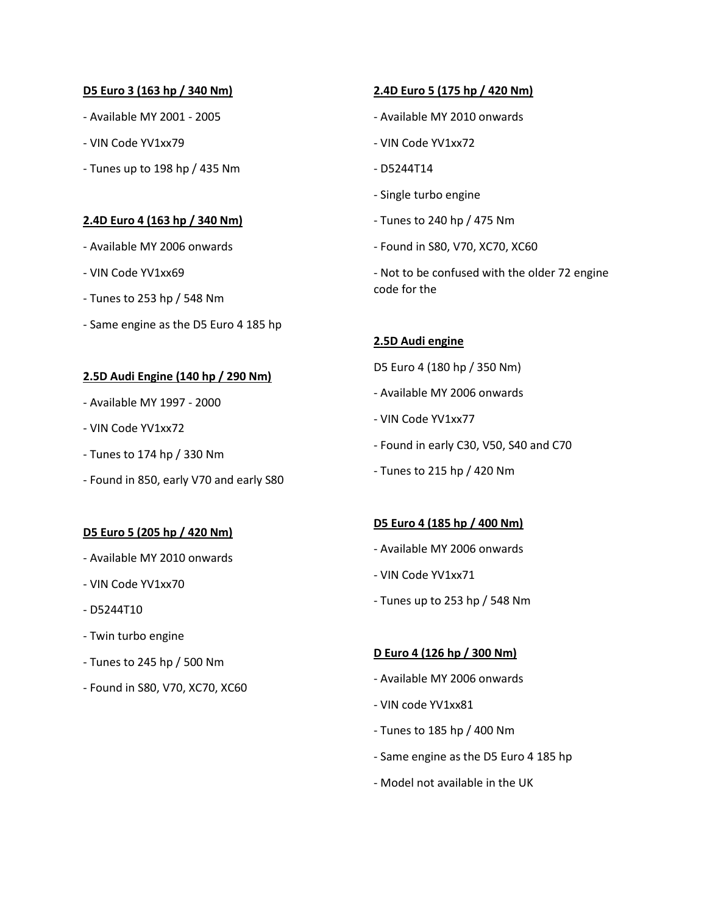**D5 Euro 3 (163 hp / 340 Nm)**

- Available MY 2001 - 2005
- VIN Code YV1xx79
- Tunes up to 198 hp / 435 Nm

**2.4D Euro 4 (163 hp / 340 Nm)**

- Available MY 2006 onwards
- VIN Code YV1xx69
- Tunes to 253 hp / 548 Nm
- Same engine as the D5 Euro 4 185 hp

**2.5D Audi Engine (140 hp / 290 Nm)**

- Available MY 1997 - 2000
- VIN Code YV1xx72
- Tunes to 174 hp / 330 Nm
- Found in 850, early V70 and early S80

**D5 Euro 5 (205 hp / 420 Nm)**

- Available MY 2010 onwards
- VIN Code YV1xx70
- D5244T10
- Twin turbo engine
- Tunes to 245 hp / 500 Nm
- Found in S80, V70, XC70, XC60

**2.4D Euro 5 (175 hp / 420 Nm)**

- Available MY 2010 onwards
- VIN Code YV1xx72
- D5244T14
- Single turbo engine
- Tunes to 240 hp / 475 Nm
- Found in S80, V70, XC70, XC60
- Not to be confused with the older 72 engine code for the

**2.5D Audi engine**

D5 Euro 4 (180 hp / 350 Nm)

- Available MY 2006 onwards
- VIN Code YV1xx77
- Found in early C30, V50, S40 and C70
- Tunes to 215 hp / 420 Nm

**D5 Euro 4 (185 hp / 400 Nm)**

- Available MY 2006 onwards
- VIN Code YV1xx71
- Tunes up to 253 hp / 548 Nm

**D Euro 4 (126 hp / 300 Nm)**

- Available MY 2006 onwards
- VIN code YV1xx81
- Tunes to 185 hp / 400 Nm
- Same engine as the D5 Euro 4 185 hp
- Model not available in the UK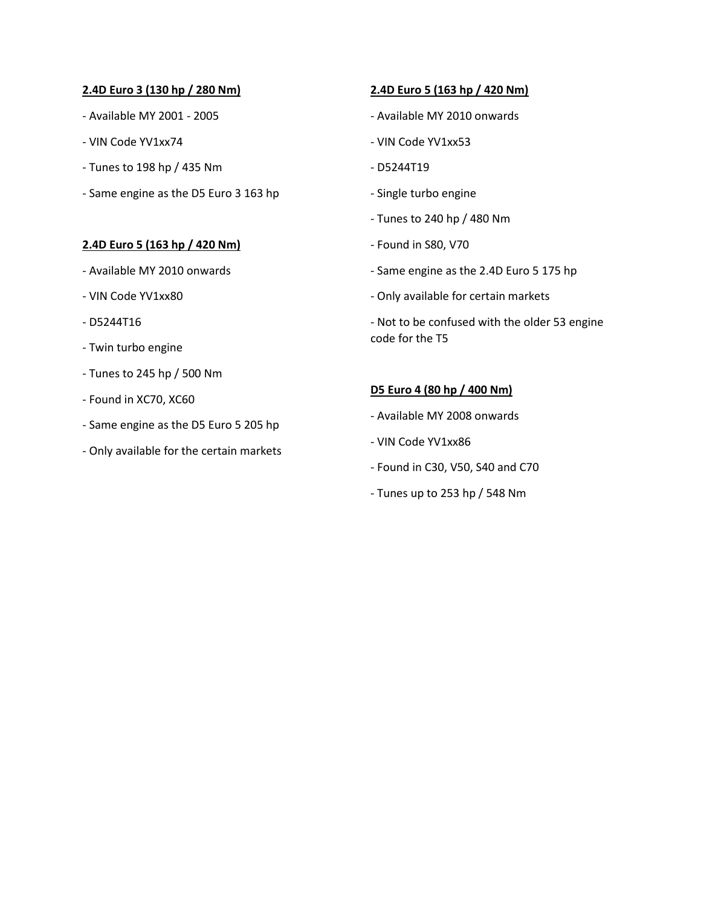**2.4D Euro 3 (130 hp / 280 Nm)**

- Available MY 2001 - 2005
- VIN Code YV1xx74
- Tunes to 198 hp / 435 Nm
- Same engine as the D5 Euro 3 163 hp

**2.4D Euro 5 (163 hp / 420 Nm)**

- Available MY 2010 onwards
- VIN Code YV1xx80
- D5244T16
- Twin turbo engine
- Tunes to 245 hp / 500 Nm
- Found in XC70, XC60
- Same engine as the D5 Euro 5 205 hp
- Only available for the certain markets

**2.4D Euro 5 (163 hp / 420 Nm)**

- Available MY 2010 onwards
- VIN Code YV1xx53
- D5244T19
- Single turbo engine
- Tunes to 240 hp / 480 Nm
- Found in S80, V70
- Same engine as the 2.4D Euro 5 175 hp
- Only available for certain markets
- Not to be confused with the older 53 engine code for the T5

**D5 Euro 4 (80 hp / 400 Nm)**

- Available MY 2008 onwards
- VIN Code YV1xx86
- Found in C30, V50, S40 and C70
- Tunes up to 253 hp / 548 Nm